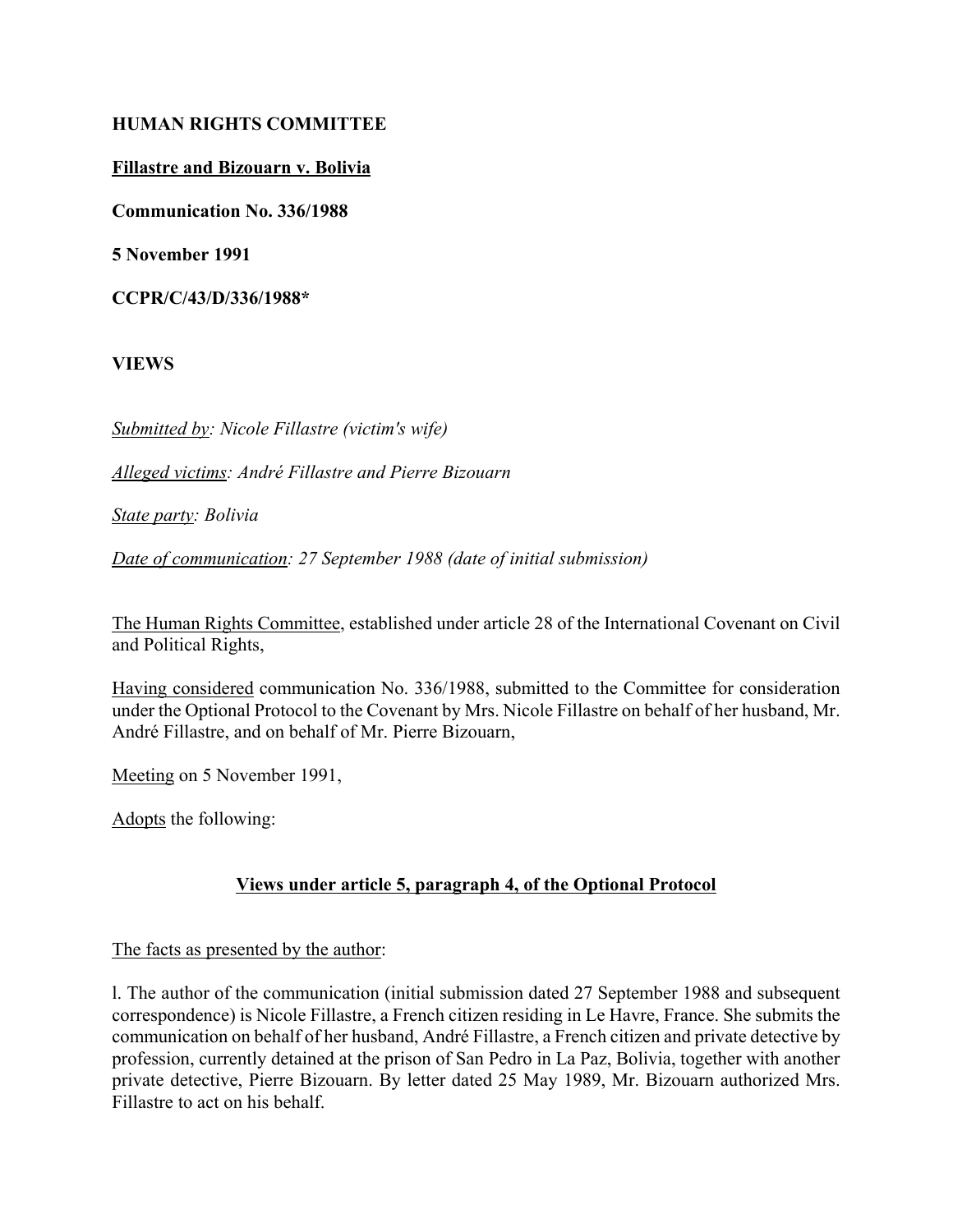**HUMAN RIGHTS COMMITTEE**

**Fillastre and Bizouarn v. Bolivia**

**Communication No. 336/1988**

**5 November 1991**

**CCPR/C/43/D/336/1988***

**VIEWS**

*Submitted by: Nicole Fillastre (victim's wife)*

*Alleged victims: André Fillastre and Pierre Bizouarn*

*State party: Bolivia*

*Date of communication: 27 September 1988 (date of initial submission)*

The Human Rights Committee, established under article 28 of the International Covenant on Civil and Political Rights,

Having considered communication No. 336/1988, submitted to the Committee for consideration under the Optional Protocol to the Covenant by Mrs. Nicole Fillastre on behalf of her husband, Mr. André Fillastre, and on behalf of Mr. Pierre Bizouarn,

Meeting on 5 November 1991,

Adopts the following:

## Views under article 5, paragraph 4, of the Optional Protocol

The facts as presented by the author:

l. The author of the communication (initial submission dated 27 September 1988 and subsequent correspondence) is Nicole Fillastre, a French citizen residing in Le Havre, France. She submits the communication on behalf of her husband, André Fillastre, a French citizen and private detective by profession, currently detained at the prison of San Pedro in La Paz, Bolivia, together with another private detective, Pierre Bizouarn. By letter dated 25 May 1989, Mr. Bizouarn authorized Mrs. Fillastre to act on his behalf.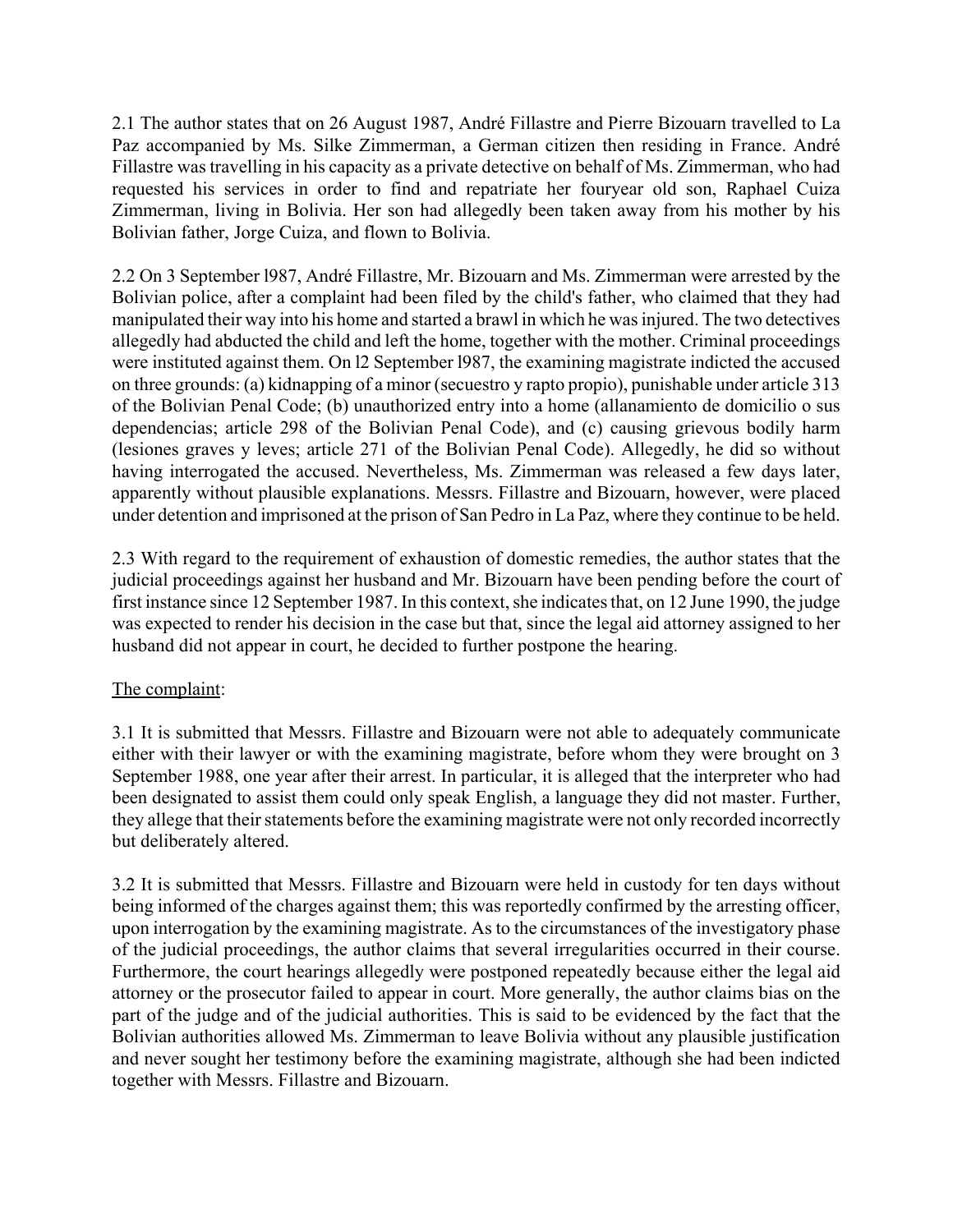2.1 The author states that on 26 August 1987, André Fillastre and Pierre Bizouarn travelled to La Paz accompanied by Ms. Silke Zimmerman, a German citizen then residing in France. André Fillastre was travelling in his capacity as a private detective on behalf of Ms. Zimmerman, who had requested his services in order to find and repatriate her fouryear old son, Raphael Cuiza Zimmerman, living in Bolivia. Her son had allegedly been taken away from his mother by his Bolivian father, Jorge Cuiza, and flown to Bolivia.

2.2 On 3 September l987, André Fillastre, Mr. Bizouarn and Ms. Zimmerman were arrested by the Bolivian police, after a complaint had been filed by the child's father, who claimed that they had manipulated their way into his home and started a brawl in which he was injured. The two detectives allegedly had abducted the child and left the home, together with the mother. Criminal proceedings were instituted against them. On l2 September l987, the examining magistrate indicted the accused on three grounds: (a) kidnapping of a minor (secuestro y rapto propio), punishable under article 313 of the Bolivian Penal Code; (b) unauthorized entry into a home (allanamiento de domicilio o sus dependencias; article 298 of the Bolivian Penal Code), and (c) causing grievous bodily harm (lesiones graves y leves; article 271 of the Bolivian Penal Code). Allegedly, he did so without having interrogated the accused. Nevertheless, Ms. Zimmerman was released a few days later, apparently without plausible explanations. Messrs. Fillastre and Bizouarn, however, were placed under detention and imprisoned at the prison of San Pedro in La Paz, where they continue to be held.

2.3 With regard to the requirement of exhaustion of domestic remedies, the author states that the judicial proceedings against her husband and Mr. Bizouarn have been pending before the court of first instance since 12 September 1987. In this context, she indicates that, on 12 June 1990, the judge was expected to render his decision in the case but that, since the legal aid attorney assigned to her husband did not appear in court, he decided to further postpone the hearing.

The complaint:

3.1 It is submitted that Messrs. Fillastre and Bizouarn were not able to adequately communicate either with their lawyer or with the examining magistrate, before whom they were brought on 3 September 1988, one year after their arrest. In particular, it is alleged that the interpreter who had been designated to assist them could only speak English, a language they did not master. Further, they allege that their statements before the examining magistrate were not only recorded incorrectly but deliberately altered.

3.2 It is submitted that Messrs. Fillastre and Bizouarn were held in custody for ten days without being informed of the charges against them; this was reportedly confirmed by the arresting officer, upon interrogation by the examining magistrate. As to the circumstances of the investigatory phase of the judicial proceedings, the author claims that several irregularities occurred in their course. Furthermore, the court hearings allegedly were postponed repeatedly because either the legal aid attorney or the prosecutor failed to appear in court. More generally, the author claims bias on the part of the judge and of the judicial authorities. This is said to be evidenced by the fact that the Bolivian authorities allowed Ms. Zimmerman to leave Bolivia without any plausible justification and never sought her testimony before the examining magistrate, although she had been indicted together with Messrs. Fillastre and Bizouarn.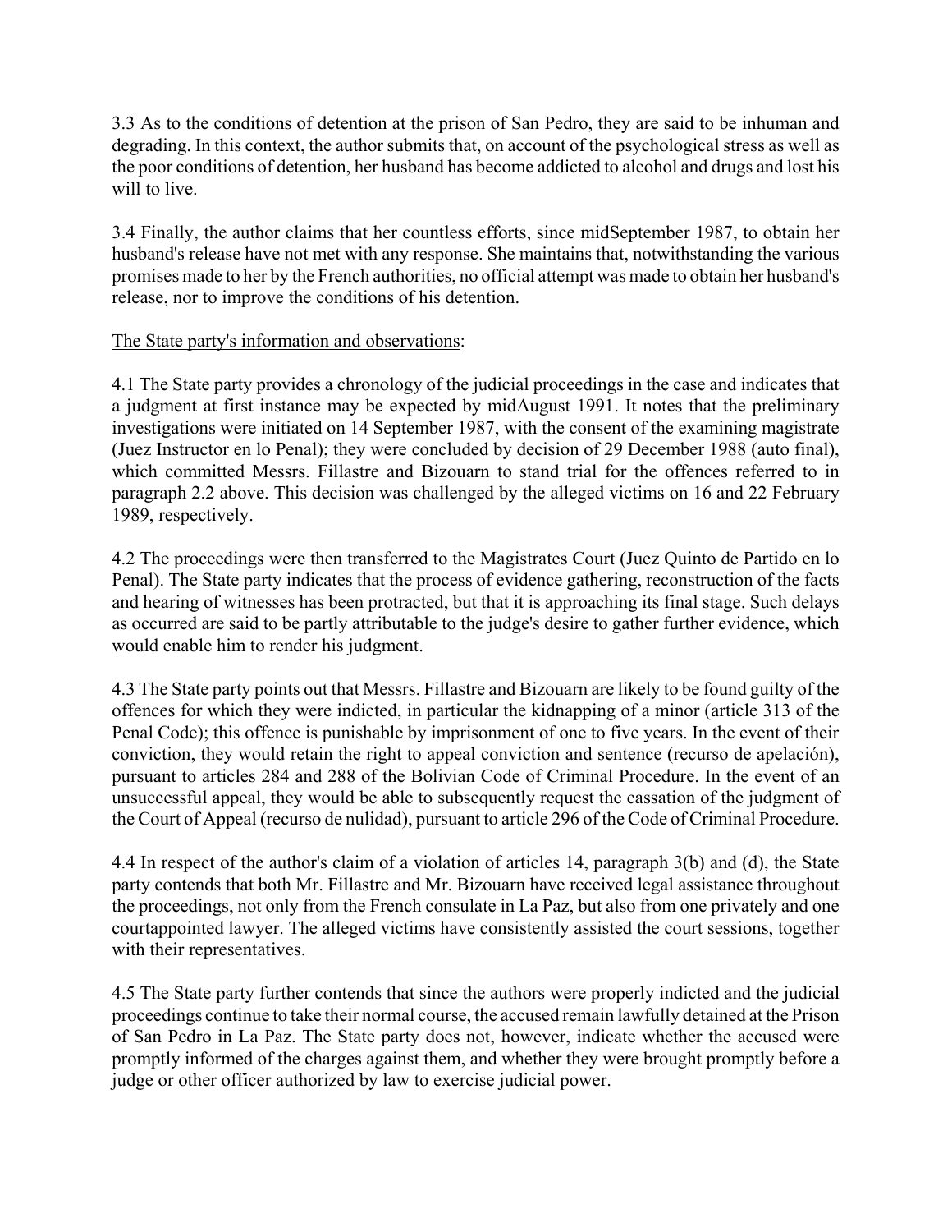3.3 As to the conditions of detention at the prison of San Pedro, they are said to be inhuman and degrading. In this context, the author submits that, on account of the psychological stress as well as the poor conditions of detention, her husband has become addicted to alcohol and drugs and lost his will to live.

3.4 Finally, the author claims that her countless efforts, since midSeptember 1987, to obtain her husband's release have not met with any response. She maintains that, notwithstanding the various promises made to her by the French authorities, no official attempt was made to obtain her husband's release, nor to improve the conditions of his detention.

The State party's information and observations:

4.1 The State party provides a chronology of the judicial proceedings in the case and indicates that a judgment at first instance may be expected by midAugust 1991. It notes that the preliminary investigations were initiated on 14 September 1987, with the consent of the examining magistrate (Juez Instructor en lo Penal); they were concluded by decision of 29 December 1988 (auto final), which committed Messrs. Fillastre and Bizouarn to stand trial for the offences referred to in paragraph 2.2 above. This decision was challenged by the alleged victims on 16 and 22 February 1989, respectively.

4.2 The proceedings were then transferred to the Magistrates Court (Juez Quinto de Partido en lo Penal). The State party indicates that the process of evidence gathering, reconstruction of the facts and hearing of witnesses has been protracted, but that it is approaching its final stage. Such delays as occurred are said to be partly attributable to the judge's desire to gather further evidence, which would enable him to render his judgment.

4.3 The State party points out that Messrs. Fillastre and Bizouarn are likely to be found guilty of the offences for which they were indicted, in particular the kidnapping of a minor (article 313 of the Penal Code); this offence is punishable by imprisonment of one to five years. In the event of their conviction, they would retain the right to appeal conviction and sentence (recurso de apelación), pursuant to articles 284 and 288 of the Bolivian Code of Criminal Procedure. In the event of an unsuccessful appeal, they would be able to subsequently request the cassation of the judgment of the Court of Appeal (recurso de nulidad), pursuant to article 296 of the Code of Criminal Procedure.

4.4 In respect of the author's claim of a violation of articles 14, paragraph 3(b) and (d), the State party contends that both Mr. Fillastre and Mr. Bizouarn have received legal assistance throughout the proceedings, not only from the French consulate in La Paz, but also from one privately and one courtappointed lawyer. The alleged victims have consistently assisted the court sessions, together with their representatives.

4.5 The State party further contends that since the authors were properly indicted and the judicial proceedings continue to take their normal course, the accused remain lawfully detained at the Prison of San Pedro in La Paz. The State party does not, however, indicate whether the accused were promptly informed of the charges against them, and whether they were brought promptly before a judge or other officer authorized by law to exercise judicial power.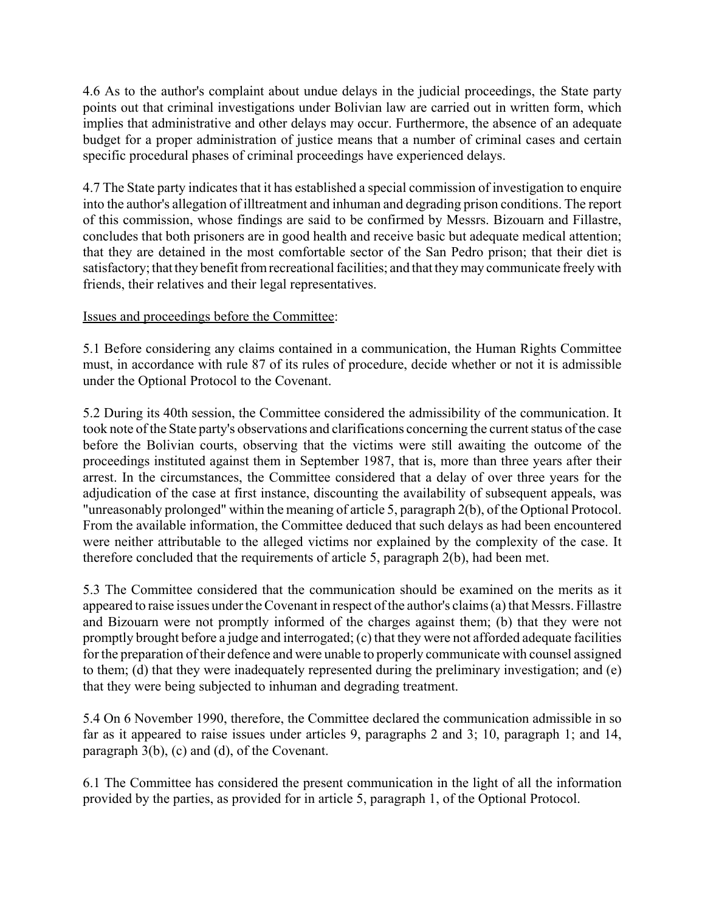4.6 As to the author's complaint about undue delays in the judicial proceedings, the State party points out that criminal investigations under Bolivian law are carried out in written form, which implies that administrative and other delays may occur. Furthermore, the absence of an adequate budget for a proper administration of justice means that a number of criminal cases and certain specific procedural phases of criminal proceedings have experienced delays.

4.7 The State party indicates that it has established a special commission of investigation to enquire into the author's allegation of illtreatment and inhuman and degrading prison conditions. The report of this commission, whose findings are said to be confirmed by Messrs. Bizouarn and Fillastre, concludes that both prisoners are in good health and receive basic but adequate medical attention; that they are detained in the most comfortable sector of the San Pedro prison; that their diet is satisfactory; that they benefit from recreational facilities; and that they may communicate freely with friends, their relatives and their legal representatives.

Issues and proceedings before the Committee:

5.1 Before considering any claims contained in a communication, the Human Rights Committee must, in accordance with rule 87 of its rules of procedure, decide whether or not it is admissible under the Optional Protocol to the Covenant.

5.2 During its 40th session, the Committee considered the admissibility of the communication. It took note of the State party's observations and clarifications concerning the current status of the case before the Bolivian courts, observing that the victims were still awaiting the outcome of the proceedings instituted against them in September 1987, that is, more than three years after their arrest. In the circumstances, the Committee considered that a delay of over three years for the adjudication of the case at first instance, discounting the availability of subsequent appeals, was "unreasonably prolonged" within the meaning of article 5, paragraph 2(b), of the Optional Protocol. From the available information, the Committee deduced that such delays as had been encountered were neither attributable to the alleged victims nor explained by the complexity of the case. It therefore concluded that the requirements of article 5, paragraph 2(b), had been met.

5.3 The Committee considered that the communication should be examined on the merits as it appeared to raise issues under the Covenant in respect of the author's claims (a) that Messrs. Fillastre and Bizouarn were not promptly informed of the charges against them; (b) that they were not promptly brought before a judge and interrogated; (c) that they were not afforded adequate facilities for the preparation of their defence and were unable to properly communicate with counsel assigned to them; (d) that they were inadequately represented during the preliminary investigation; and (e) that they were being subjected to inhuman and degrading treatment.

5.4 On 6 November 1990, therefore, the Committee declared the communication admissible in so far as it appeared to raise issues under articles 9, paragraphs 2 and 3; 10, paragraph 1; and 14, paragraph 3(b), (c) and (d), of the Covenant.

6.1 The Committee has considered the present communication in the light of all the information provided by the parties, as provided for in article 5, paragraph 1, of the Optional Protocol.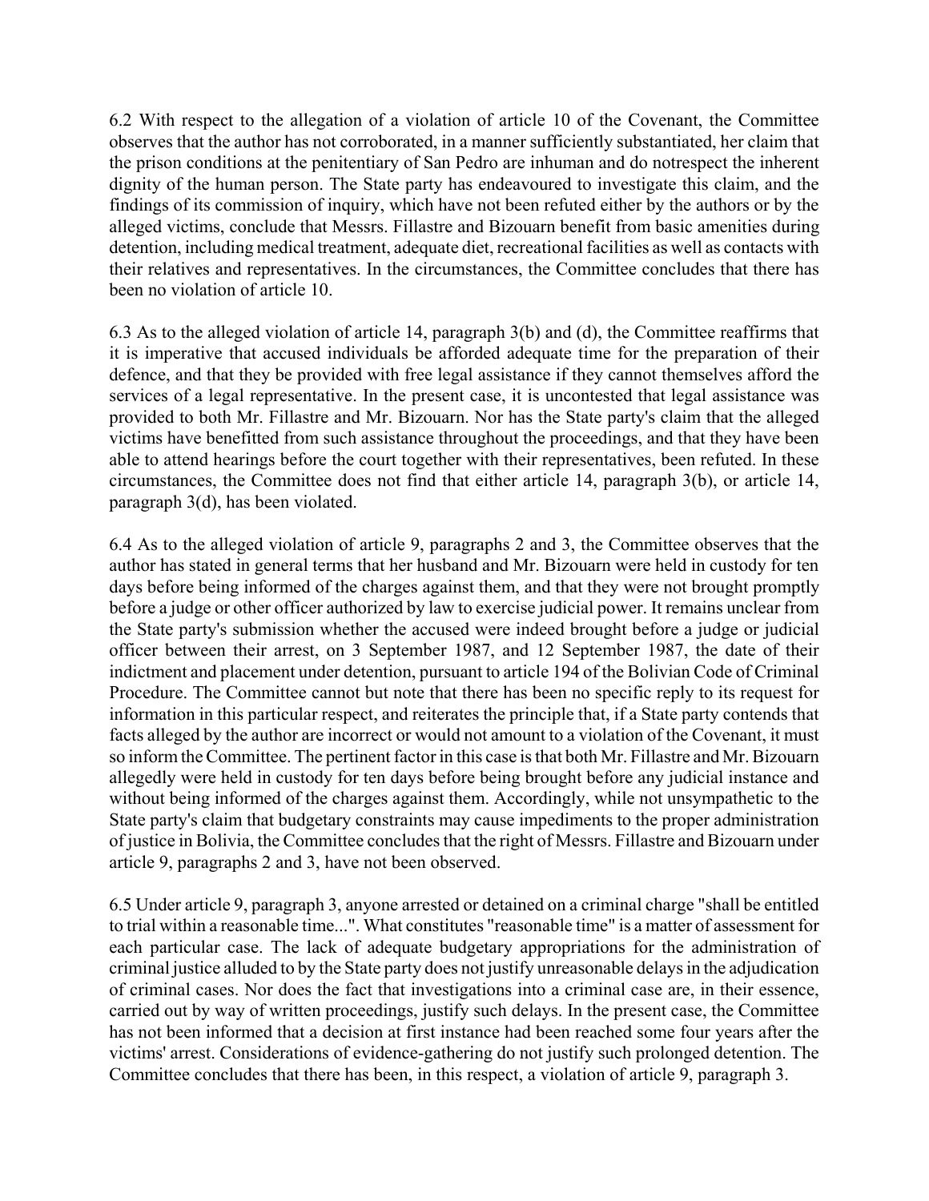6.2 With respect to the allegation of a violation of article 10 of the Covenant, the Committee observes that the author has not corroborated, in a manner sufficiently substantiated, her claim that the prison conditions at the penitentiary of San Pedro are inhuman and do notrespect the inherent dignity of the human person. The State party has endeavoured to investigate this claim, and the findings of its commission of inquiry, which have not been refuted either by the authors or by the alleged victims, conclude that Messrs. Fillastre and Bizouarn benefit from basic amenities during detention, including medical treatment, adequate diet, recreational facilities as well as contacts with their relatives and representatives. In the circumstances, the Committee concludes that there has been no violation of article 10.

6.3 As to the alleged violation of article 14, paragraph 3(b) and (d), the Committee reaffirms that it is imperative that accused individuals be afforded adequate time for the preparation of their defence, and that they be provided with free legal assistance if they cannot themselves afford the services of a legal representative. In the present case, it is uncontested that legal assistance was provided to both Mr. Fillastre and Mr. Bizouarn. Nor has the State party's claim that the alleged victims have benefitted from such assistance throughout the proceedings, and that they have been able to attend hearings before the court together with their representatives, been refuted. In these circumstances, the Committee does not find that either article 14, paragraph 3(b), or article 14, paragraph 3(d), has been violated.

6.4 As to the alleged violation of article 9, paragraphs 2 and 3, the Committee observes that the author has stated in general terms that her husband and Mr. Bizouarn were held in custody for ten days before being informed of the charges against them, and that they were not brought promptly before a judge or other officer authorized by law to exercise judicial power. It remains unclear from the State party's submission whether the accused were indeed brought before a judge or judicial officer between their arrest, on 3 September 1987, and 12 September 1987, the date of their indictment and placement under detention, pursuant to article 194 of the Bolivian Code of Criminal Procedure. The Committee cannot but note that there has been no specific reply to its request for information in this particular respect, and reiterates the principle that, if a State party contends that facts alleged by the author are incorrect or would not amount to a violation of the Covenant, it must so inform the Committee. The pertinent factor in this case is that both Mr. Fillastre and Mr. Bizouarn allegedly were held in custody for ten days before being brought before any judicial instance and without being informed of the charges against them. Accordingly, while not unsympathetic to the State party's claim that budgetary constraints may cause impediments to the proper administration of justice in Bolivia, the Committee concludes that the right of Messrs. Fillastre and Bizouarn under article 9, paragraphs 2 and 3, have not been observed.

6.5 Under article 9, paragraph 3, anyone arrested or detained on a criminal charge "shall be entitled to trial within a reasonable time...". What constitutes "reasonable time" is a matter of assessment for each particular case. The lack of adequate budgetary appropriations for the administration of criminal justice alluded to by the State party does not justify unreasonable delays in the adjudication of criminal cases. Nor does the fact that investigations into a criminal case are, in their essence, carried out by way of written proceedings, justify such delays. In the present case, the Committee has not been informed that a decision at first instance had been reached some four years after the victims' arrest. Considerations of evidence-gathering do not justify such prolonged detention. The Committee concludes that there has been, in this respect, a violation of article 9, paragraph 3.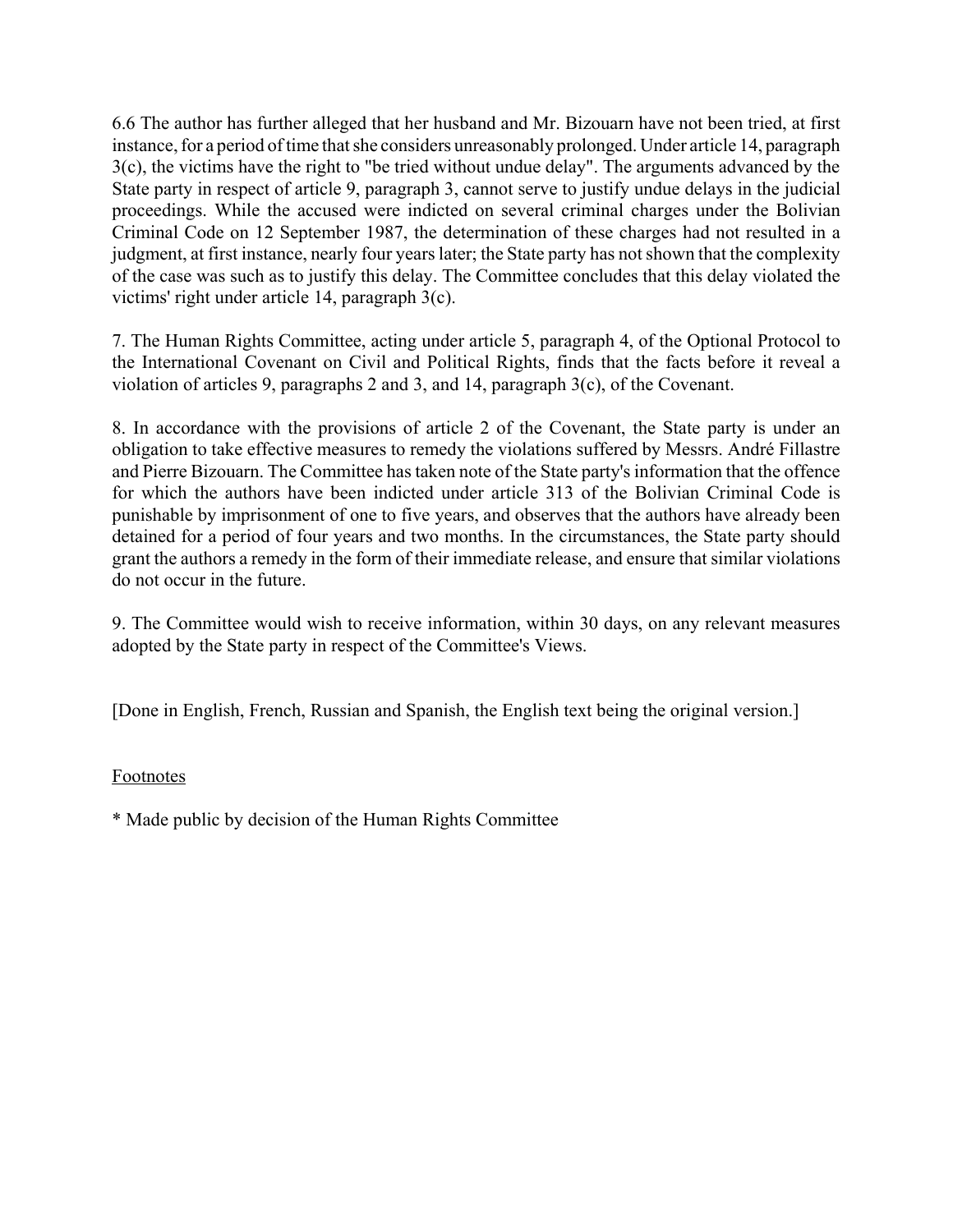6.6 The author has further alleged that her husband and Mr. Bizouarn have not been tried, at first instance, for a period of time that she considers unreasonably prolonged. Under article 14, paragraph 3(c), the victims have the right to "be tried without undue delay". The arguments advanced by the State party in respect of article 9, paragraph 3, cannot serve to justify undue delays in the judicial proceedings. While the accused were indicted on several criminal charges under the Bolivian Criminal Code on 12 September 1987, the determination of these charges had not resulted in a judgment, at first instance, nearly four years later; the State party has not shown that the complexity of the case was such as to justify this delay. The Committee concludes that this delay violated the victims' right under article 14, paragraph 3(c).

7. The Human Rights Committee, acting under article 5, paragraph 4, of the Optional Protocol to the International Covenant on Civil and Political Rights, finds that the facts before it reveal a violation of articles 9, paragraphs 2 and 3, and 14, paragraph 3(c), of the Covenant.

8. In accordance with the provisions of article 2 of the Covenant, the State party is under an obligation to take effective measures to remedy the violations suffered by Messrs. André Fillastre and Pierre Bizouarn. The Committee has taken note of the State party's information that the offence for which the authors have been indicted under article 313 of the Bolivian Criminal Code is punishable by imprisonment of one to five years, and observes that the authors have already been detained for a period of four years and two months. In the circumstances, the State party should grant the authors a remedy in the form of their immediate release, and ensure that similar violations do not occur in the future.

9. The Committee would wish to receive information, within 30 days, on any relevant measures adopted by the State party in respect of the Committee's Views.

[Done in English, French, Russian and Spanish, the English text being the original version.]

Footnotes

* Made public by decision of the Human Rights Committee